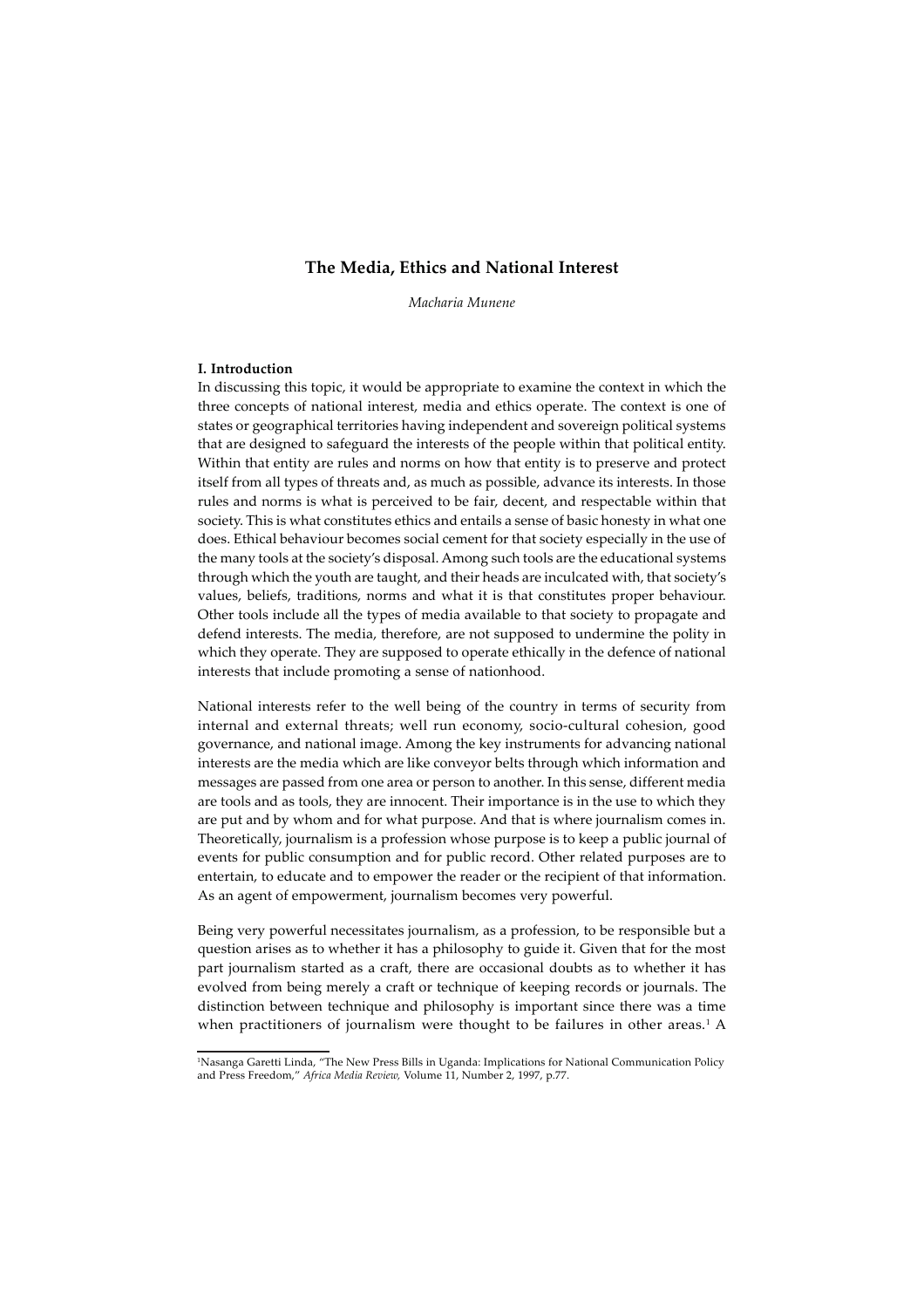# The Media, Ethics and National Interest

*Macharia Munene*

## I. Introduction

In discussing this topic, it would be appropriate to examine the context in which the three concepts of national interest, media and ethics operate. The context is one of states or geographical territories having independent and sovereign political systems that are designed to safeguard the interests of the people within that political entity. Within that entity are rules and norms on how that entity is to preserve and protect itself from all types of threats and, as much as possible, advance its interests. In those rules and norms is what is perceived to be fair, decent, and respectable within that society. This is what constitutes ethics and entails a sense of basic honesty in what one does. Ethical behaviour becomes social cement for that society especially in the use of the many tools at the society's disposal. Among such tools are the educational systems through which the youth are taught, and their heads are inculcated with, that society's values, beliefs, traditions, norms and what it is that constitutes proper behaviour. Other tools include all the types of media available to that society to propagate and defend interests. The media, therefore, are not supposed to undermine the polity in which they operate. They are supposed to operate ethically in the defence of national interests that include promoting a sense of nationhood.

National interests refer to the well being of the country in terms of security from internal and external threats; well run economy, socio-cultural cohesion, good governance, and national image. Among the key instruments for advancing national interests are the media which are like conveyor belts through which information and messages are passed from one area or person to another. In this sense, different media are tools and as tools, they are innocent. Their importance is in the use to which they are put and by whom and for what purpose. And that is where journalism comes in. Theoretically, journalism is a profession whose purpose is to keep a public journal of events for public consumption and for public record. Other related purposes are to entertain, to educate and to empower the reader or the recipient of that information. As an agent of empowerment, journalism becomes very powerful.

Being very powerful necessitates journalism, as a profession, to be responsible but a question arises as to whether it has a philosophy to guide it. Given that for the most part journalism started as a craft, there are occasional doubts as to whether it has evolved from being merely a craft or technique of keeping records or journals. The distinction between technique and philosophy is important since there was a time when practitioners of journalism were thought to be failures in other areas.[1] A

[1] Nasanga Garetti Linda, "The New Press Bills in Uganda: Implications for National Communication Policy and Press Freedom," *Africa Media Review,* Volume 11, Number 2, 1997, p.77.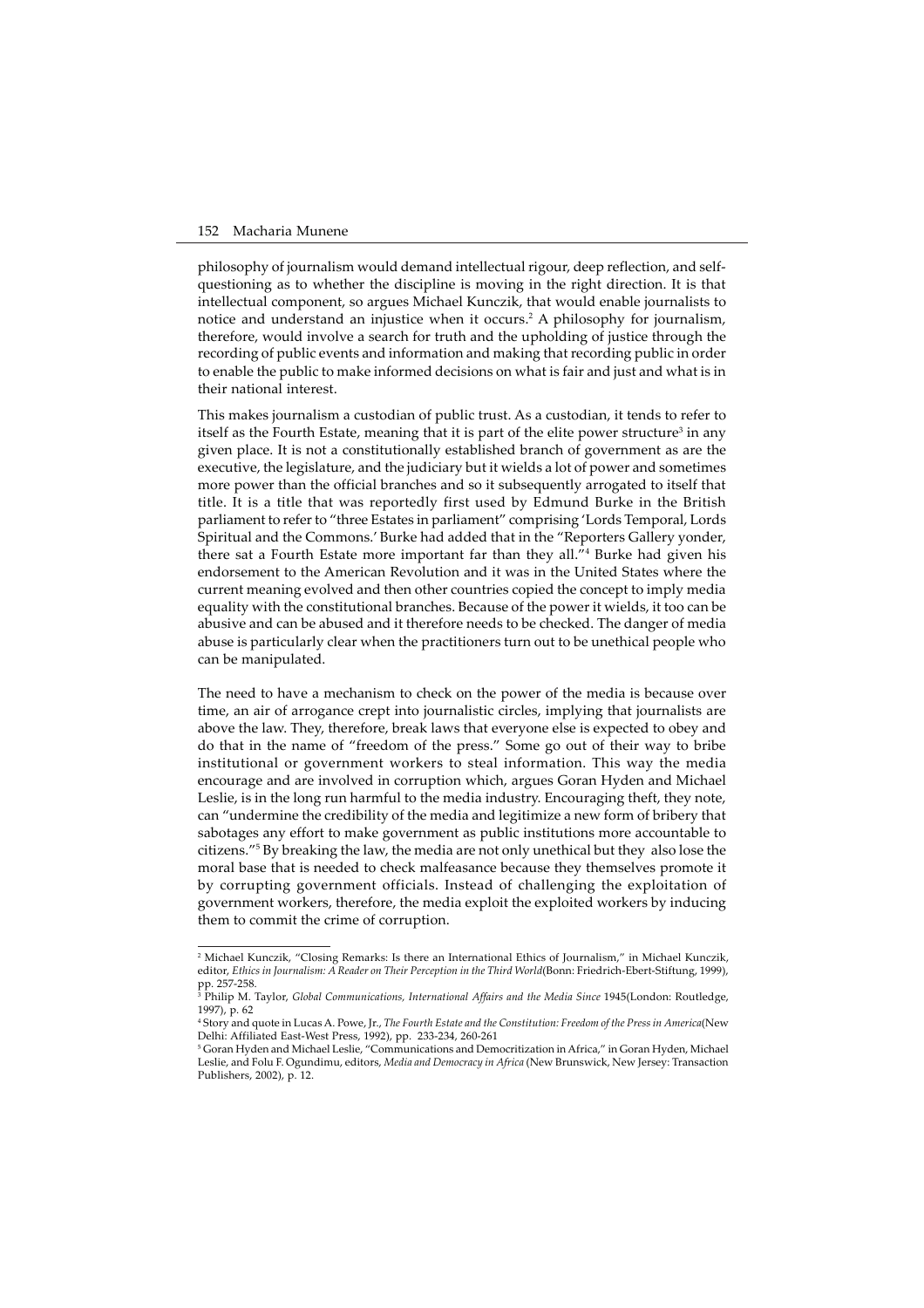philosophy of journalism would demand intellectual rigour, deep reflection, and self-questioning as to whether the discipline is moving in the right direction. It is that intellectual component, so argues Michael Kunczik, that would enable journalists to notice and understand an injustice when it occurs.[2] A philosophy for journalism, therefore, would involve a search for truth and the upholding of justice through the recording of public events and information and making that recording public in order to enable the public to make informed decisions on what is fair and just and what is in their national interest.

This makes journalism a custodian of public trust. As a custodian, it tends to refer to itself as the Fourth Estate, meaning that it is part of the elite power structure[3] in any given place. It is not a constitutionally established branch of government as are the executive, the legislature, and the judiciary but it wields a lot of power and sometimes more power than the official branches and so it subsequently arrogated to itself that title. It is a title that was reportedly first used by Edmund Burke in the British parliament to refer to "three Estates in parliament" comprising 'Lords Temporal, Lords Spiritual and the Commons.' Burke had added that in the "Reporters Gallery yonder, there sat a Fourth Estate more important far than they all."[4] Burke had given his endorsement to the American Revolution and it was in the United States where the current meaning evolved and then other countries copied the concept to imply media equality with the constitutional branches. Because of the power it wields, it too can be abusive and can be abused and it therefore needs to be checked. The danger of media abuse is particularly clear when the practitioners turn out to be unethical people who can be manipulated.

The need to have a mechanism to check on the power of the media is because over time, an air of arrogance crept into journalistic circles, implying that journalists are above the law. They, therefore, break laws that everyone else is expected to obey and do that in the name of "freedom of the press." Some go out of their way to bribe institutional or government workers to steal information. This way the media encourage and are involved in corruption which, argues Goran Hyden and Michael Leslie, is in the long run harmful to the media industry. Encouraging theft, they note, can "undermine the credibility of the media and legitimize a new form of bribery that sabotages any effort to make government as public institutions more accountable to citizens."[5] By breaking the law, the media are not only unethical but they also lose the moral base that is needed to check malfeasance because they themselves promote it by corrupting government officials. Instead of challenging the exploitation of government workers, therefore, the media exploit the exploited workers by inducing them to commit the crime of corruption.

---

[2] Michael Kunczik, "Closing Remarks: Is there an International Ethics of Journalism," in Michael Kunczik, editor, *Ethics in Journalism: A Reader on Their Perception in the Third World*(Bonn: Friedrich-Ebert-Stiftung, 1999), pp. 257-258.

[3] Philip M. Taylor, *Global Communications, International Affairs and the Media Since* 1945(London: Routledge, 1997), p. 62

[4] Story and quote in Lucas A. Powe, Jr., *The Fourth Estate and the Constitution: Freedom of the Press in America*(New Delhi: Affiliated East-West Press, 1992), pp. 233-234, 260-261

[5] Goran Hyden and Michael Leslie, "Communications and Democritization in Africa," in Goran Hyden, Michael Leslie, and Folu F. Ogundimu, editors, *Media and Democracy in Africa* (New Brunswick, New Jersey: Transaction Publishers, 2002), p. 12.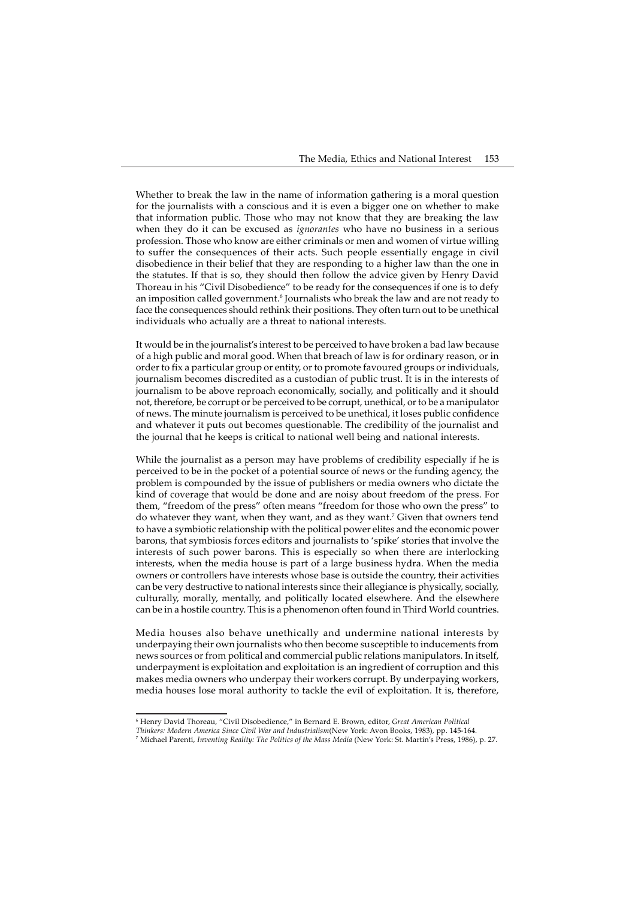Whether to break the law in the name of information gathering is a moral question for the journalists with a conscious and it is even a bigger one on whether to make that information public. Those who may not know that they are breaking the law when they do it can be excused as *ignorantes* who have no business in a serious profession. Those who know are either criminals or men and women of virtue willing to suffer the consequences of their acts. Such people essentially engage in civil disobedience in their belief that they are responding to a higher law than the one in the statutes. If that is so, they should then follow the advice given by Henry David Thoreau in his "Civil Disobedience" to be ready for the consequences if one is to defy an imposition called government.[6] Journalists who break the law and are not ready to face the consequences should rethink their positions. They often turn out to be unethical individuals who actually are a threat to national interests.

It would be in the journalist's interest to be perceived to have broken a bad law because of a high public and moral good. When that breach of law is for ordinary reason, or in order to fix a particular group or entity, or to promote favoured groups or individuals, journalism becomes discredited as a custodian of public trust. It is in the interests of journalism to be above reproach economically, socially, and politically and it should not, therefore, be corrupt or be perceived to be corrupt, unethical, or to be a manipulator of news. The minute journalism is perceived to be unethical, it loses public confidence and whatever it puts out becomes questionable. The credibility of the journalist and the journal that he keeps is critical to national well being and national interests.

While the journalist as a person may have problems of credibility especially if he is perceived to be in the pocket of a potential source of news or the funding agency, the problem is compounded by the issue of publishers or media owners who dictate the kind of coverage that would be done and are noisy about freedom of the press. For them, "freedom of the press" often means "freedom for those who own the press" to do whatever they want, when they want, and as they want.[7] Given that owners tend to have a symbiotic relationship with the political power elites and the economic power barons, that symbiosis forces editors and journalists to 'spike' stories that involve the interests of such power barons. This is especially so when there are interlocking interests, when the media house is part of a large business hydra. When the media owners or controllers have interests whose base is outside the country, their activities can be very destructive to national interests since their allegiance is physically, socially, culturally, morally, mentally, and politically located elsewhere. And the elsewhere can be in a hostile country. This is a phenomenon often found in Third World countries.

Media houses also behave unethically and undermine national interests by underpaying their own journalists who then become susceptible to inducements from news sources or from political and commercial public relations manipulators. In itself, underpayment is exploitation and exploitation is an ingredient of corruption and this makes media owners who underpay their workers corrupt. By underpaying workers, media houses lose moral authority to tackle the evil of exploitation. It is, therefore,

---

[6] Henry David Thoreau, "Civil Disobedience," in Bernard E. Brown, editor, *Great American Political Thinkers: Modern America Since Civil War and Industrialism*(New York: Avon Books, 1983), pp. 145-164.

[7] Michael Parenti, *Inventing Reality: The Politics of the Mass Media* (New York: St. Martin's Press, 1986), p. 27.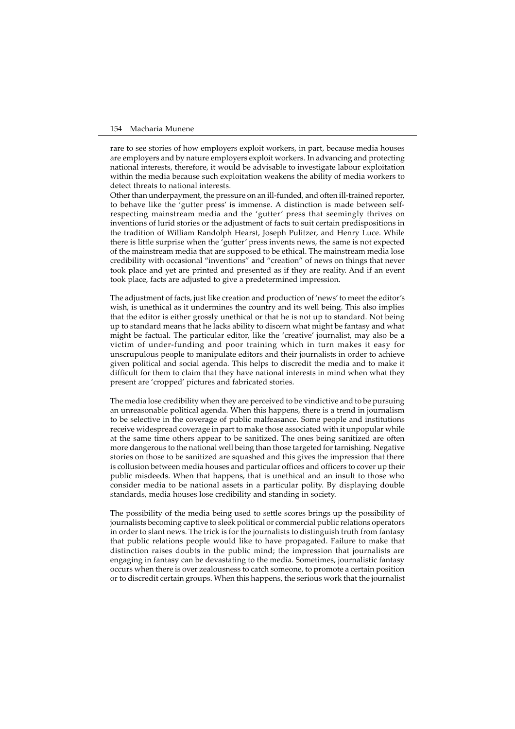rare to see stories of how employers exploit workers, in part, because media houses are employers and by nature employers exploit workers. In advancing and protecting national interests, therefore, it would be advisable to investigate labour exploitation within the media because such exploitation weakens the ability of media workers to detect threats to national interests.

Other than underpayment, the pressure on an ill-funded, and often ill-trained reporter, to behave like the 'gutter press' is immense. A distinction is made between self-respecting mainstream media and the 'gutter' press that seemingly thrives on inventions of lurid stories or the adjustment of facts to suit certain predispositions in the tradition of William Randolph Hearst, Joseph Pulitzer, and Henry Luce. While there is little surprise when the 'gutter' press invents news, the same is not expected of the mainstream media that are supposed to be ethical. The mainstream media lose credibility with occasional "inventions" and "creation" of news on things that never took place and yet are printed and presented as if they are reality. And if an event took place, facts are adjusted to give a predetermined impression.

The adjustment of facts, just like creation and production of 'news' to meet the editor's wish, is unethical as it undermines the country and its well being. This also implies that the editor is either grossly unethical or that he is not up to standard. Not being up to standard means that he lacks ability to discern what might be fantasy and what might be factual. The particular editor, like the 'creative' journalist, may also be a victim of under-funding and poor training which in turn makes it easy for unscrupulous people to manipulate editors and their journalists in order to achieve given political and social agenda. This helps to discredit the media and to make it difficult for them to claim that they have national interests in mind when what they present are 'cropped' pictures and fabricated stories.

The media lose credibility when they are perceived to be vindictive and to be pursuing an unreasonable political agenda. When this happens, there is a trend in journalism to be selective in the coverage of public malfeasance. Some people and institutions receive widespread coverage in part to make those associated with it unpopular while at the same time others appear to be sanitized. The ones being sanitized are often more dangerous to the national well being than those targeted for tarnishing. Negative stories on those to be sanitized are squashed and this gives the impression that there is collusion between media houses and particular offices and officers to cover up their public misdeeds. When that happens, that is unethical and an insult to those who consider media to be national assets in a particular polity. By displaying double standards, media houses lose credibility and standing in society.

The possibility of the media being used to settle scores brings up the possibility of journalists becoming captive to sleek political or commercial public relations operators in order to slant news. The trick is for the journalists to distinguish truth from fantasy that public relations people would like to have propagated. Failure to make that distinction raises doubts in the public mind; the impression that journalists are engaging in fantasy can be devastating to the media. Sometimes, journalistic fantasy occurs when there is over zealousness to catch someone, to promote a certain position or to discredit certain groups. When this happens, the serious work that the journalist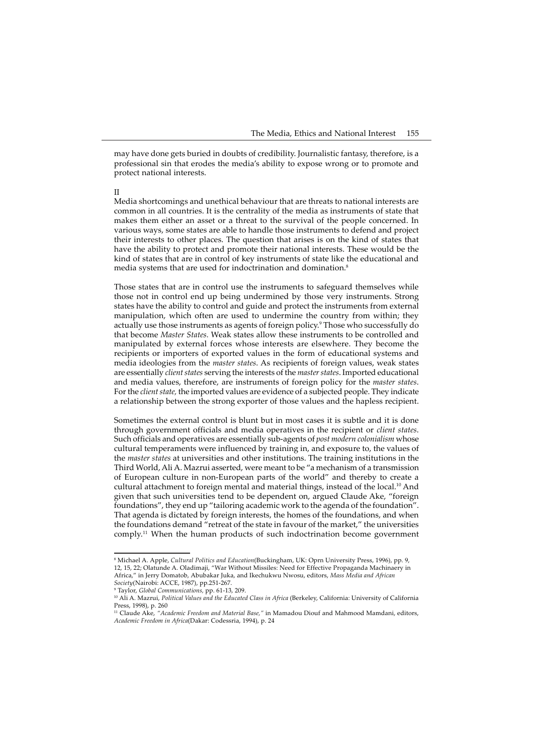may have done gets buried in doubts of credibility. Journalistic fantasy, therefore, is a professional sin that erodes the media's ability to expose wrong or to promote and protect national interests.

II

Media shortcomings and unethical behaviour that are threats to national interests are common in all countries. It is the centrality of the media as instruments of state that makes them either an asset or a threat to the survival of the people concerned. In various ways, some states are able to handle those instruments to defend and project their interests to other places. The question that arises is on the kind of states that have the ability to protect and promote their national interests. These would be the kind of states that are in control of key instruments of state like the educational and media systems that are used for indoctrination and domination.[8]

Those states that are in control use the instruments to safeguard themselves while those not in control end up being undermined by those very instruments. Strong states have the ability to control and guide and protect the instruments from external manipulation, which often are used to undermine the country from within; they actually use those instruments as agents of foreign policy.[9] Those who successfully do that become *Master States.* Weak states allow these instruments to be controlled and manipulated by external forces whose interests are elsewhere. They become the recipients or importers of exported values in the form of educational systems and media ideologies from the *master states*. As recipients of foreign values, weak states are essentially *client states* serving the interests of the *master states*. Imported educational and media values, therefore, are instruments of foreign policy for the *master states*. For the *client state*, the imported values are evidence of a subjected people. They indicate a relationship between the strong exporter of those values and the hapless recipient.

Sometimes the external control is blunt but in most cases it is subtle and it is done through government officials and media operatives in the recipient or *client states*. Such officials and operatives are essentially sub-agents of *post modern colonialism* whose cultural temperaments were influenced by training in, and exposure to, the values of the *master states* at universities and other institutions. The training institutions in the Third World, Ali A. Mazrui asserted, were meant to be "a mechanism of a transmission of European culture in non-European parts of the world" and thereby to create a cultural attachment to foreign mental and material things, instead of the local.[10] And given that such universities tend to be dependent on, argued Claude Ake, "foreign foundations", they end up "tailoring academic work to the agenda of the foundation". That agenda is dictated by foreign interests, the homes of the foundations, and when the foundations demand "retreat of the state in favour of the market," the universities comply.[11] When the human products of such indoctrination become government

---

[8] Michael A. Apple, *Cultural Politics and Education*(Buckingham, UK: Oprn University Press, 1996), pp. 9, 12, 15, 22; Olatunde A. Oladimaji, "War Without Missiles: Need for Effective Propaganda Machinaery in Africa," in Jerry Domatob, Abubakar Juka, and Ikechukwu Nwosu, editors, *Mass Media and African Society*(Nairobi: ACCE, 1987), pp.251-267.

[9] Taylor, *Global Communications,* pp. 61-13, 209.

[10] Ali A. Mazrui, *Political Values and the Educated Class in Africa* (Berkeley, California: University of California Press, 1998), p. 260

[11] Claude Ake, *"Academic Freedom and Material Base,"* in Mamadou Diouf and Mahmood Mamdani, editors, *Academic Freedom in Africa*(Dakar: Codessria, 1994), p. 24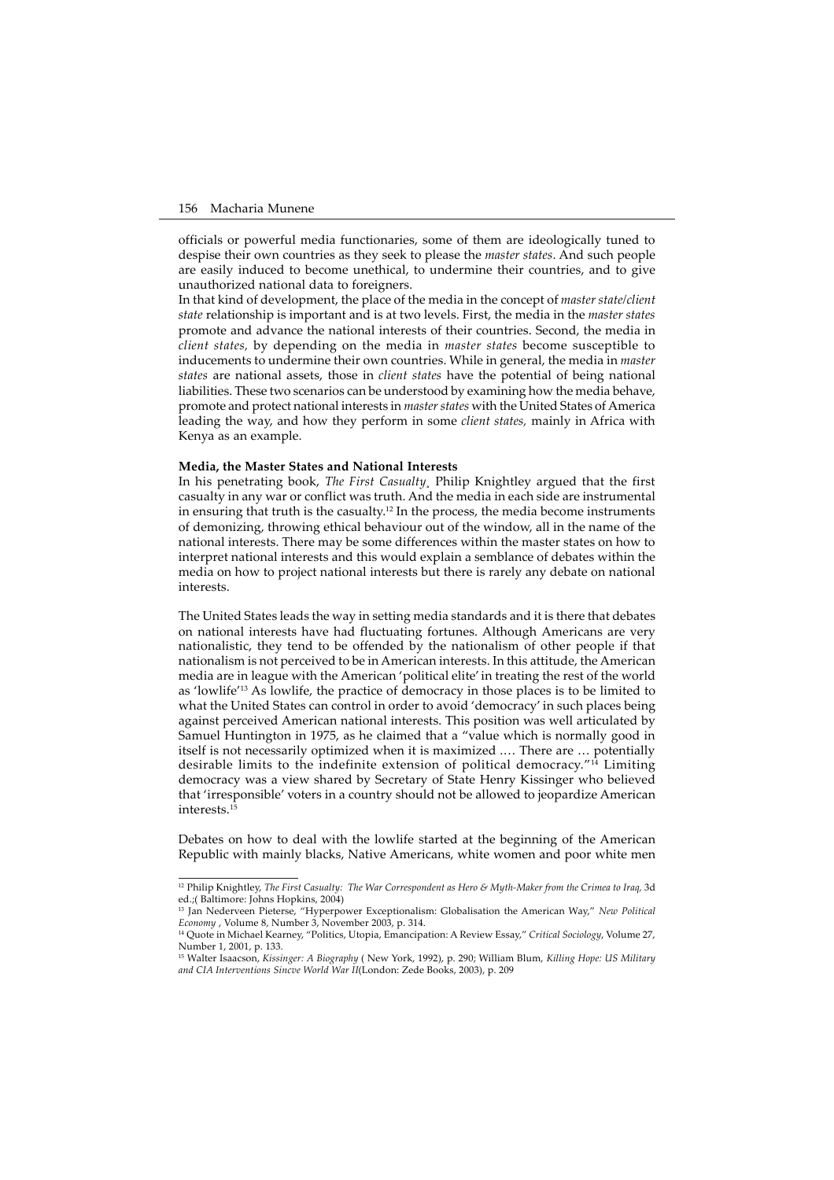officials or powerful media functionaries, some of them are ideologically tuned to despise their own countries as they seek to please the *master states*. And such people are easily induced to be unethical, to undermine their countries, and to give unauthorized national data to foreigners.

In that kind of development, the place of the media in the concept of *master state/client state* relationship is important and is at two levels. First, the media in the *master states* promote and advance the national interests of their countries. Second, the media in *client states,* by depending on the media in *master states* become susceptible to inducements to undermine their own countries. While in general, the media in *master states* are national assets, those in *client states* have the potential of being national liabilities. These two scenarios can be understood by examining how the media behave, promote and protect national interests in *master states* with the United States of America leading the way, and how they perform in some *client states,* mainly in Africa with Kenya as an example.

**Media, the Master States and National Interests**

In his penetrating book, *The First Casualty*, Philip Knightley argued that the first casualty in any war or conflict was truth. And the media in each side are instrumental in ensuring that truth is the casualty.[12] In the process, the media become instruments of demonizing, throwing ethical behaviour out of the window, all in the name of the national interests. There may be some differences within the master states on how to interpret national interests and this would explain a semblance of debates within the media on how to project national interests but there is rarely any debate on national interests.

The United States leads the way in setting media standards and it is there that debates on national interests have had fluctuating fortunes. Although Americans are very nationalistic, they tend to be offended by the nationalism of other people if that nationalism is not perceived to be in American interests. In this attitude, the American media are in league with the American 'political elite' in treating the rest of the world as 'lowlife'[13] As lowlife, the practice of democracy in those places is to be limited to what the United States can control in order to avoid 'democracy' in such places being against perceived American national interests. This position was well articulated by Samuel Huntington in 1975, as he claimed that a "value which is normally good in itself is not necessarily optimized when it is maximized .... There are … potentially desirable limits to the indefinite extension of political democracy."[14] Limiting democracy was a view shared by Secretary of State Henry Kissinger who believed that 'irresponsible' voters in a country should not be allowed to jeopardize American interests.[15]

Debates on how to deal with the lowlife started at the beginning of the American Republic with mainly blacks, Native Americans, white women and poor white men

---

[12] Philip Knightley, *The First Casualty: The War Correspondent as Hero & Myth-Maker from the Crimea to Iraq,* 3d ed.;( Baltimore: Johns Hopkins, 2004)

[13] Jan Nederveen Pieterse, "Hyperpower Exceptionalism: Globalisation the American Way," *New Political Economy* , Volume 8, Number 3, November 2003, p. 314.

[14] Quote in Michael Kearney, "Politics, Utopia, Emancipation: A Review Essay," *Critical Sociology*, Volume 27, Number 1, 2001, p. 133.

[15] Walter Isaacson, *Kissinger: A Biography* ( New York, 1992), p. 290; William Blum, *Killing Hope: US Military and CIA Interventions Sincve World War II*(London: Zede Books, 2003), p. 209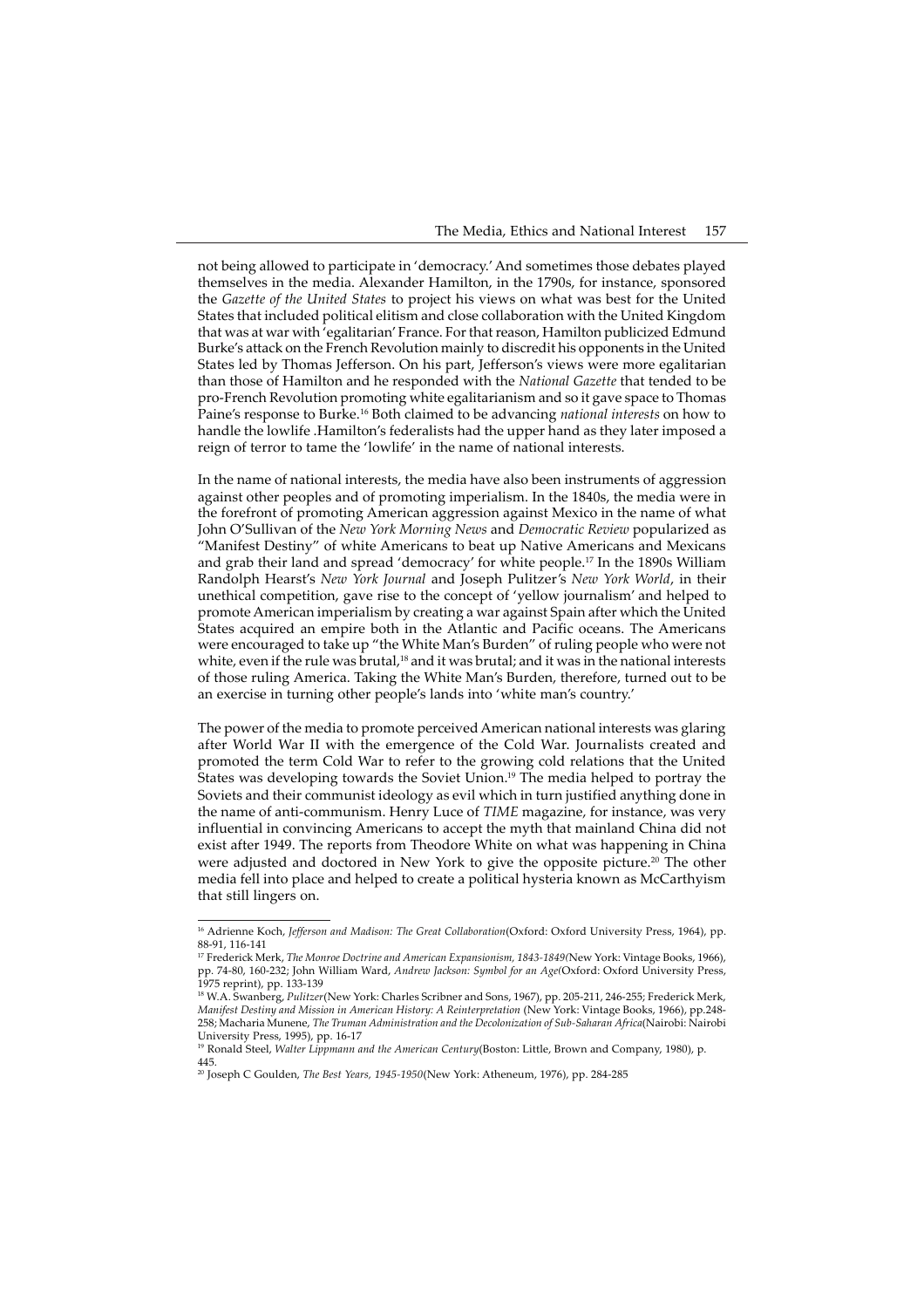not being allowed to participate in 'democracy.' And sometimes those debates played themselves in the media. Alexander Hamilton, in the 1790s, for instance, sponsored the *Gazette of the United States* to project his views on what was best for the United States that included political elitism and close collaboration with the United Kingdom that was at war with 'egalitarian' France. For that reason, Hamilton publicized Edmund Burke's attack on the French Revolution mainly to discredit his opponents in the United States led by Thomas Jefferson. On his part, Jefferson's views were more egalitarian than those of Hamilton and he responded with the *National Gazette* that tended to be pro-French Revolution promoting white egalitarianism and so it gave space to Thomas Paine's response to Burke.[16] Both claimed to be advancing *national interests* on how to handle the lowlife .Hamilton's federalists had the upper hand as they later imposed a reign of terror to tame the 'lowlife' in the name of national interests.

In the name of national interests, the media have also been instruments of aggression against other peoples and of promoting imperialism. In the 1840s, the media were in the forefront of promoting American aggression against Mexico in the name of what John O'Sullivan of the *New York Morning News* and *Democratic Review* popularized as "Manifest Destiny" of white Americans to beat up Native Americans and Mexicans and grab their land and spread 'democracy' for white people.[17] In the 1890s William Randolph Hearst's *New York Journal* and Joseph Pulitzer's *New York World*, in their unethical competition, gave rise to the concept of 'yellow journalism' and helped to promote American imperialism by creating a war against Spain after which the United States acquired an empire both in the Atlantic and Pacific oceans. The Americans were encouraged to take up "the White Man's Burden" of ruling people who were not white, even if the rule was brutal,[18] and it was brutal; and it was in the national interests of those ruling America. Taking the White Man's Burden, therefore, turned out to be an exercise in turning other people's lands into 'white man's country.'

The power of the media to promote perceived American national interests was glaring after World War II with the emergence of the Cold War. Journalists created and promoted the term Cold War to refer to the growing cold relations that the United States was developing towards the Soviet Union.[19] The media helped to portray the Soviets and their communist ideology as evil which in turn justified anything done in the name of anti-communism. Henry Luce of *TIME* magazine, for instance, was very influential in convincing Americans to accept the myth that mainland China did not exist after 1949. The reports from Theodore White on what was happening in China were adjusted and doctored in New York to give the opposite picture.[20] The other media fell into place and helped to create a political hysteria known as McCarthyism that still lingers on.

---

[16] Adrienne Koch, *Jefferson and Madison: The Great Collaboration*(Oxford: Oxford University Press, 1964), pp. 88-91, 116-141

[17] Frederick Merk, *The Monroe Doctrine and American Expansionism, 1843-1849*(New York: Vintage Books, 1966), pp. 74-80, 160-232; John William Ward, *Andrew Jackson: Symbol for an Age*(Oxford: Oxford University Press, 1975 reprint), pp. 133-139

[18] W.A. Swanberg, *Pulitzer*(New York: Charles Scribner and Sons, 1967), pp. 205-211, 246-255; Frederick Merk, *Manifest Destiny and Mission in American History: A Reinterpretation* (New York: Vintage Books, 1966), pp.248-258; Macharia Munene, *The Truman Administration and the Decolonization of Sub-Saharan Africa*(Nairobi: Nairobi University Press, 1995), pp. 16-17

[19] Ronald Steel, *Walter Lippmann and the American Century*(Boston: Little, Brown and Company, 1980), p. 445.

[20] Joseph C Goulden, *The Best Years, 1945-1950*(New York: Atheneum, 1976), pp. 284-285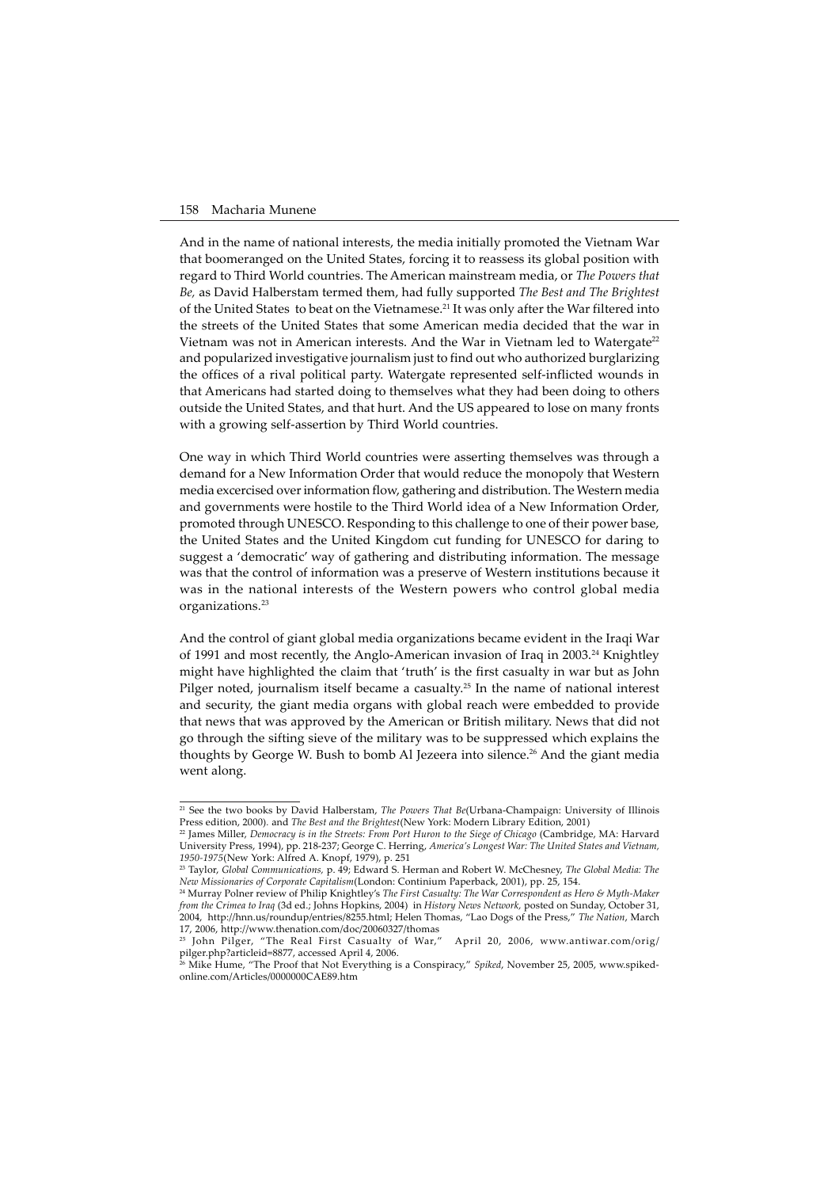And in the name of national interests, the media initially promoted the Vietnam War that boomeranged on the United States, forcing it to reassess its global position with regard to Third World countries. The American mainstream media, or *The Powers that Be,* as David Halberstam termed them, had fully supported *The Best and The Brightest* of the United States to beat on the Vietnamese.[21] It was only after the War filtered into the streets of the United States that some American media decided that the war in Vietnam was not in American interests. And the War in Vietnam led to Watergate[22] and popularized investigative journalism just to find out who authorized burglarizing the offices of a rival political party. Watergate represented self-inflicted wounds in that Americans had started doing to themselves what they had been doing to others outside the United States, and that hurt. And the US appeared to lose on many fronts with a growing self-assertion by Third World countries.

One way in which Third World countries were asserting themselves was through a demand for a New Information Order that would reduce the monopoly that Western media excercised over information flow, gathering and distribution. The Western media and governments were hostile to the Third World idea of a New Information Order, promoted through UNESCO. Responding to this challenge to one of their power base, the United States and the United Kingdom cut funding for UNESCO for daring to suggest a 'democratic' way of gathering and distributing information. The message was that the control of information was a preserve of Western institutions because it was in the national interests of the Western powers who control global media organizations.[23]

And the control of giant global media organizations became evident in the Iraqi War of 1991 and most recently, the Anglo-American invasion of Iraq in 2003.[24] Knightley might have highlighted the claim that 'truth' is the first casualty in war but as John Pilger noted, journalism itself became a casualty.[25] In the name of national interest and security, the giant media organs with global reach were embedded to provide that news that was approved by the American or British military. News that did not go through the sifting sieve of the military was to be suppressed which explains the thoughts by George W. Bush to bomb Al Jezeera into silence.[26] And the giant media went along.

---

[21] See the two books by David Halberstam, *The Powers That Be*(Urbana-Champaign: University of Illinois Press edition, 2000). and *The Best and the Brightest*(New York: Modern Library Edition, 2001)

[22] James Miller, *Democracy is in the Streets: From Port Huron to the Siege of Chicago* (Cambridge, MA: Harvard University Press, 1994), pp. 218-237; George C. Herring, *America's Longest War: The United States and Vietnam, 1950-1975*(New York: Alfred A. Knopf, 1979), p. 251

[23] Taylor, *Global Communications*, p. 49; Edward S. Herman and Robert W. McChesney, *The Global Media: The New Missionaries of Corporate Capitalism*(London: Continium Paperback, 2001), pp. 25, 154.

[24] Murray Polner review of Philip Knightley's *The First Casualty: The War Correspondent as Hero & Myth-Maker from the Crimea to Iraq* (3d ed.; Johns Hopkins, 2004) in *History News Network*, posted on Sunday, October 31, 2004, http://hnn.us/roundup/entries/8255.html; Helen Thomas, "Lao Dogs of the Press," *The Nation*, March 17, 2006, http://www.thenation.com/doc/20060327/thomas

[25] John Pilger, "The Real First Casualty of War," April 20, 2006, www.antiwar.com/orig/pilger.php?articleid=8877, accessed April 4, 2006.

[26] Mike Hume, "The Proof that Not Everything is a Conspiracy," *Spiked*, November 25, 2005, www.spiked-online.com/Articles/0000000CAE89.htm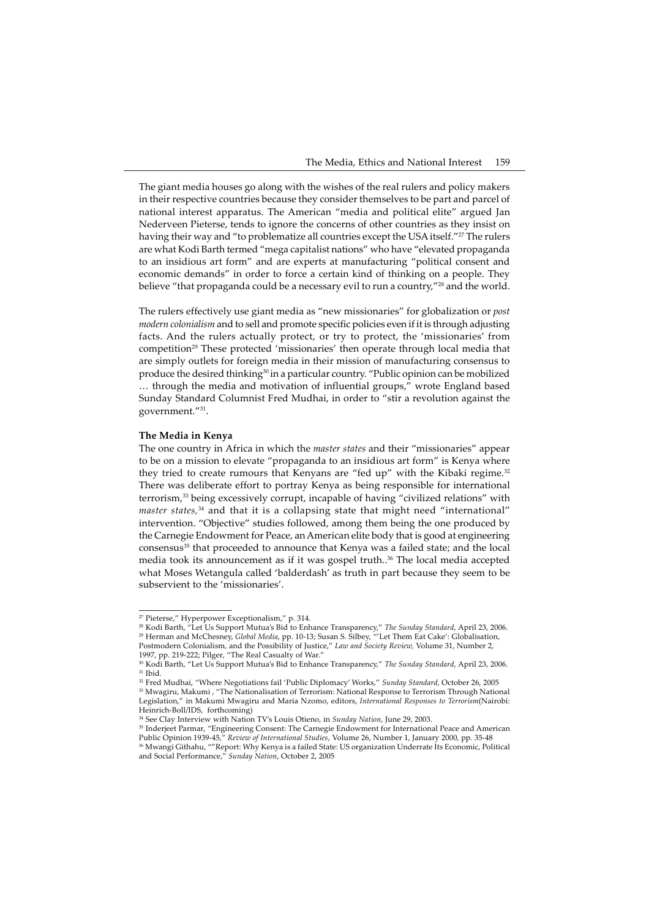The giant media houses go along with the wishes of the real rulers and policy makers in their respective countries because they consider themselves to be part and parcel of national interest apparatus. The American "media and political elite" argued Jan Nederveen Pieterse, tends to ignore the concerns of other countries as they insist on having their way and "to problematize all countries except the USA itself."[27] The rulers are what Kodi Barth termed "mega capitalist nations" who have "elevated propaganda to an insidious art form" and are experts at manufacturing "political consent and economic demands" in order to force a certain kind of thinking on a people. They believe "that propaganda could be a necessary evil to run a country,"[28] and the world.

The rulers effectively use giant media as "new missionaries" for globalization or *post modern colonialism* and to sell and promote specific policies even if it is through adjusting facts. And the rulers actually protect, or try to protect, the 'missionaries' from competition[29] These protected 'missionaries' then operate through local media that are simply outlets for foreign media in their mission of manufacturing consensus to produce the desired thinking[30] in a particular country. "Public opinion can be mobilized … through the media and motivation of influential groups," wrote England based Sunday Standard Columnist Fred Mudhai, in order to "stir a revolution against the government."[31].

**The Media in Kenya**

The one country in Africa in which the *master states* and their "missionaries" appear to be on a mission to elevate "propaganda to an insidious art form" is Kenya where they tried to create rumours that Kenyans are "fed up" with the Kibaki regime.[32] There was deliberate effort to portray Kenya as being responsible for international terrorism,[33] being excessively corrupt, incapable of having "civilized relations" with *master states*,[34] and that it is a collapsing state that might need "international" intervention. "Objective" studies followed, among them being the one produced by the Carnegie Endowment for Peace, an American elite body that is good at engineering consensus[35] that proceeded to announce that Kenya was a failed state; and the local media took its announcement as if it was gospel truth..[36] The local media accepted what Moses Wetangula called 'balderdash' as truth in part because they seem to be subservient to the 'missionaries'.

---

[27] Pieterse," Hyperpower Exceptionalism," p. 314.

[28] Kodi Barth, "Let Us Support Mutua's Bid to Enhance Transparency," *The Sunday Standard*, April 23, 2006.

[29] Herman and McChesney, *Global Media*, pp. 10-13; Susan S. Silbey, "'Let Them Eat Cake': Globalisation, Postmodern Colonialism, and the Possibility of Justice," *Law and Society Review,* Volume 31, Number 2, 1997, pp. 219-222; Pilger, "The Real Casualty of War."

[30] Kodi Barth, "Let Us Support Mutua's Bid to Enhance Transparency," *The Sunday Standard*, April 23, 2006.

[31] Ibid.

[32] Fred Mudhai, "Where Negotiations fail 'Public Diplomacy' Works," *Sunday Standard*, October 26, 2005

[33] Mwagiru, Makumi , "The Nationalisation of Terrorism: National Response to Terrorism Through National Legislation," in Makumi Mwagiru and Maria Nzomo, editors, *International Responses to Terrorism*(Nairobi: Heinrich-Boll/IDS, forthcoming)

[34] See Clay Interview with Nation TV's Louis Otieno, in *Sunday Nation*, June 29, 2003.

[35] Inderjeet Parmar, "Engineering Consent: The Carnegie Endowment for International Peace and American Public Opinion 1939-45," *Review of International Studies*, Volume 26, Number 1, January 2000, pp. 35-48

[36] Mwangi Githahu, ""Report: Why Kenya is a failed State: US organization Underrate Its Economic, Political and Social Performance," *Sunday Nation*, October 2, 2005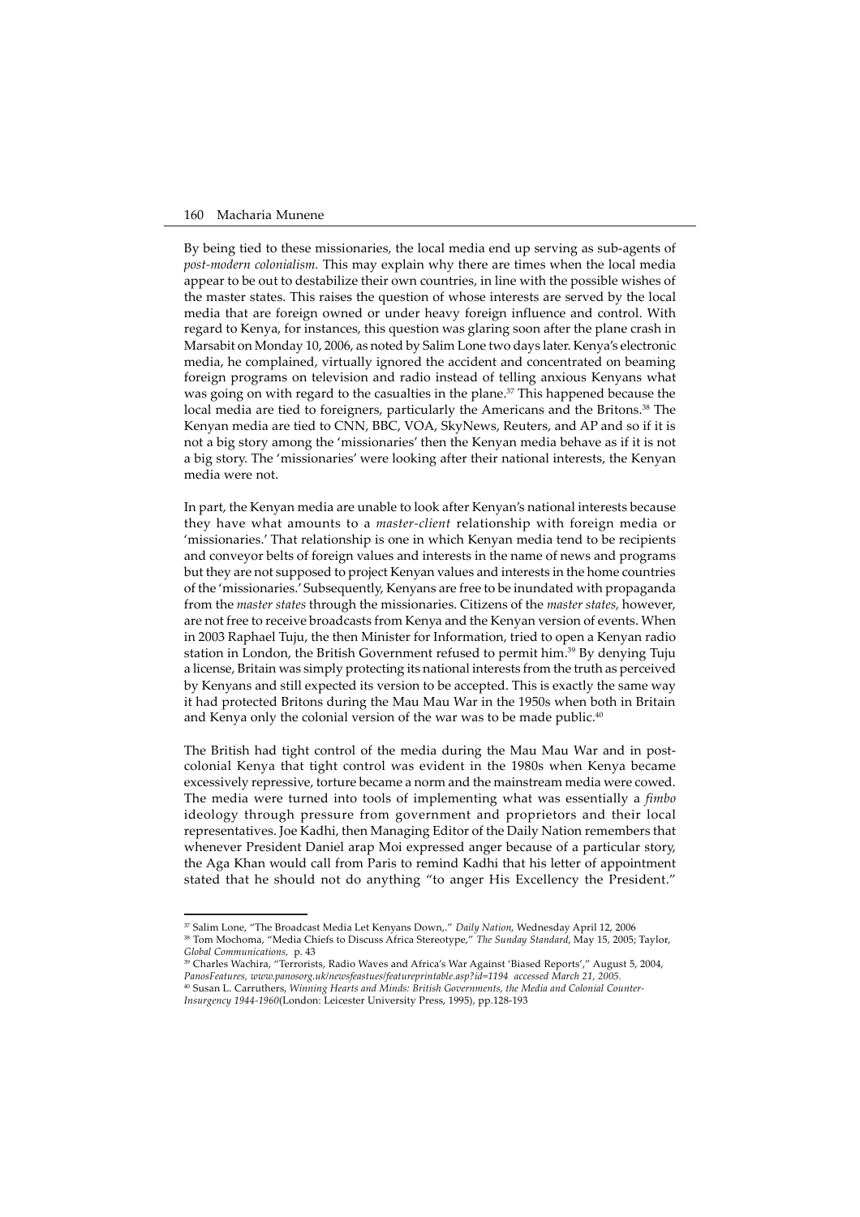By being tied to these missionaries, the local media end up serving as sub-agents of *post-modern colonialism.* This may explain why there are times when the local media appear to be out to destabilize their own countries, in line with the possible wishes of the master states. This raises the question of whose interests are served by the local media that are foreign owned or under heavy foreign influence and control. With regard to Kenya, for instances, this question was glaring soon after the plane crash in Marsabit on Monday 10, 2006, as noted by Salim Lone two days later. Kenya's electronic media, he complained, virtually ignored the accident and concentrated on beaming foreign programs on television and radio instead of telling anxious Kenyans what was going on with regard to the casualties in the plane.[37] This happened because the local media are tied to foreigners, particularly the Americans and the Britons.[38] The Kenyan media are tied to CNN, BBC, VOA, SkyNews, Reuters, and AP and so if it is not a big story among the 'missionaries' then the Kenyan media behave as if it is not a big story. The 'missionaries' were looking after their national interests, the Kenyan media were not.

In part, the Kenyan media are unable to look after Kenyan's national interests because they have what amounts to a *master-client* relationship with foreign media or 'missionaries.' That relationship is one in which Kenyan media tend to be recipients and conveyor belts of foreign values and interests in the name of news and programs but they are not supposed to project Kenyan values and interests in the home countries of the 'missionaries.' Subsequently, Kenyans are free to be inundated with propaganda from the *master states* through the missionaries. Citizens of the *master states,* however, are not free to receive broadcasts from Kenya and the Kenyan version of events. When in 2003 Raphael Tuju, the then Minister for Information, tried to open a Kenyan radio station in London, the British Government refused to permit him.[39] By denying Tuju a license, Britain was simply protecting its national interests from the truth as perceived by Kenyans and still expected its version to be accepted. This is exactly the same way it had protected Britons during the Mau Mau War in the 1950s when both in Britain and Kenya only the colonial version of the war was to be made public.[40]

The British had tight control of the media during the Mau Mau War and in post-colonial Kenya that tight control was evident in the 1980s when Kenya became excessively repressive, torture became a norm and the mainstream media were cowed. The media were turned into tools of implementing what was essentially a *fimbo* ideology through pressure from government and proprietors and their local representatives. Joe Kadhi, then Managing Editor of the Daily Nation remembers that whenever President Daniel arap Moi expressed anger because of a particular story, the Aga Khan would call from Paris to remind Kadhi that his letter of appointment stated that he should not do anything "to anger His Excellency the President."

---

[37] Salim Lone, "The Broadcast Media Let Kenyans Down,." *Daily Nation,* Wednesday April 12, 2006

[38] Tom Mochoma, "Media Chiefs to Discuss Africa Stereotype," *The Sunday Standard,* May 15, 2005; Taylor, *Global Communications,* p. 43

[39] Charles Wachira, "Terrorists, Radio Waves and Africa's War Against 'Biased Reports'," August 5, 2004, *PanosFeatures, www.panosorg.uk/newsfeastues/featureprintable.asp?id=1194 accessed March 21, 2005.*

[40] Susan L. Carruthers, *Winning Hearts and Minds: British Governments, the Media and Colonial Counter-Insurgency 1944-1960*(London: Leicester University Press, 1995), pp.128-193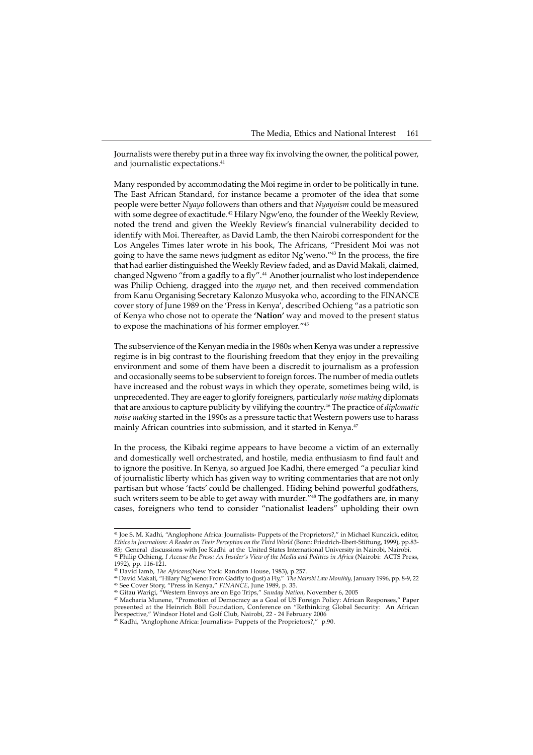Journalists were thereby put in a three way fix involving the owner, the political power, and journalistic expectations.[41]

Many responded by accommodating the Moi regime in order to be politically in tune. The East African Standard, for instance became a promoter of the idea that some people were better *Nyayo* followers than others and that *Nyayoism* could be measured with some degree of exactitude.[42] Hilary Ngw'eno, the founder of the Weekly Review, noted the trend and given the Weekly Review's financial vulnerability decided to identify with Moi. Thereafter, as David Lamb, the then Nairobi correspondent for the Los Angeles Times later wrote in his book, The Africans, "President Moi was not going to have the same news judgment as editor Ng'weno."[43] In the process, the fire that had earlier distinguished the Weekly Review faded, and as David Makali, claimed, changed Ngweno "from a gadfly to a fly".[44] Another journalist who lost independence was Philip Ochieng, dragged into the *nyayo* net, and then received commendation from Kanu Organising Secretary Kalonzo Musyoka who, according to the FINANCE cover story of June 1989 on the 'Press in Kenya', described Ochieng "as a patriotic son of Kenya who chose not to operate the **'Nation'** way and moved to the present status to expose the machinations of his former employer."[45]

The subservience of the Kenyan media in the 1980s when Kenya was under a repressive regime is in big contrast to the flourishing freedom that they enjoy in the prevailing environment and some of them have been a discredit to journalism as a profession and occasionally seems to be subservient to foreign forces. The number of media outlets have increased and the robust ways in which they operate, sometimes being wild, is unprecedented. They are eager to glorify foreigners, particularly *noise making* diplomats that are anxious to capture publicity by vilifying the country.[46] The practice of *diplomatic noise making* started in the 1990s as a pressure tactic that Western powers use to harass mainly African countries into submission, and it started in Kenya.[47]

In the process, the Kibaki regime appears to have become a victim of an externally and domestically well orchestrated, and hostile, media enthusiasm to find fault and to ignore the positive. In Kenya, so argued Joe Kadhi, there emerged "a peculiar kind of journalistic liberty which has given way to writing commentaries that are not only partisan but whose 'facts' could be challenged. Hiding behind powerful godfathers, such writers seem to be able to get away with murder."[48] The godfathers are, in many cases, foreigners who tend to consider "nationalist leaders" upholding their own

---

[41] Joe S. M. Kadhi, "Anglophone Africa: Journalists- Puppets of the Proprietors?," in Michael Kunczick, editor, *Ethics in Journalism: A Reader on Their Perception on the Third World* (Bonn: Friedrich-Ebert-Stiftung, 1999), pp.83-85; General discussions with Joe Kadhi at the United States International University in Nairobi, Nairobi.

[42] Philip Ochieng, *I Accuse the Press: An Insider's View of the Media and Politics in Africa* (Nairobi: ACTS Press, 1992), pp. 116-121.

[43] David lamb, *The Africans*(New York: Random House, 1983), p.257.

[44] David Makali, "Hilary Ng'weno: From Gadfly to (just) a Fly," *The Nairobi Law Monthly,* January 1996, pp. 8-9, 22

[45] See Cover Story, "Press in Kenya," *FINANCE*, June 1989, p. 35.

[46] Gitau Warigi, "Western Envoys are on Ego Trips," *Sunday Nation*, November 6, 2005

[47] Macharia Munene, "Promotion of Democracy as a Goal of US Foreign Policy: African Responses," Paper presented at the Heinrich Böll Foundation, Conference on "Rethinking Global Security: An African Perspective," Windsor Hotel and Golf Club, Nairobi, 22 - 24 February 2006

[48] Kadhi, "Anglophone Africa: Journalists- Puppets of the Proprietors?," p.90.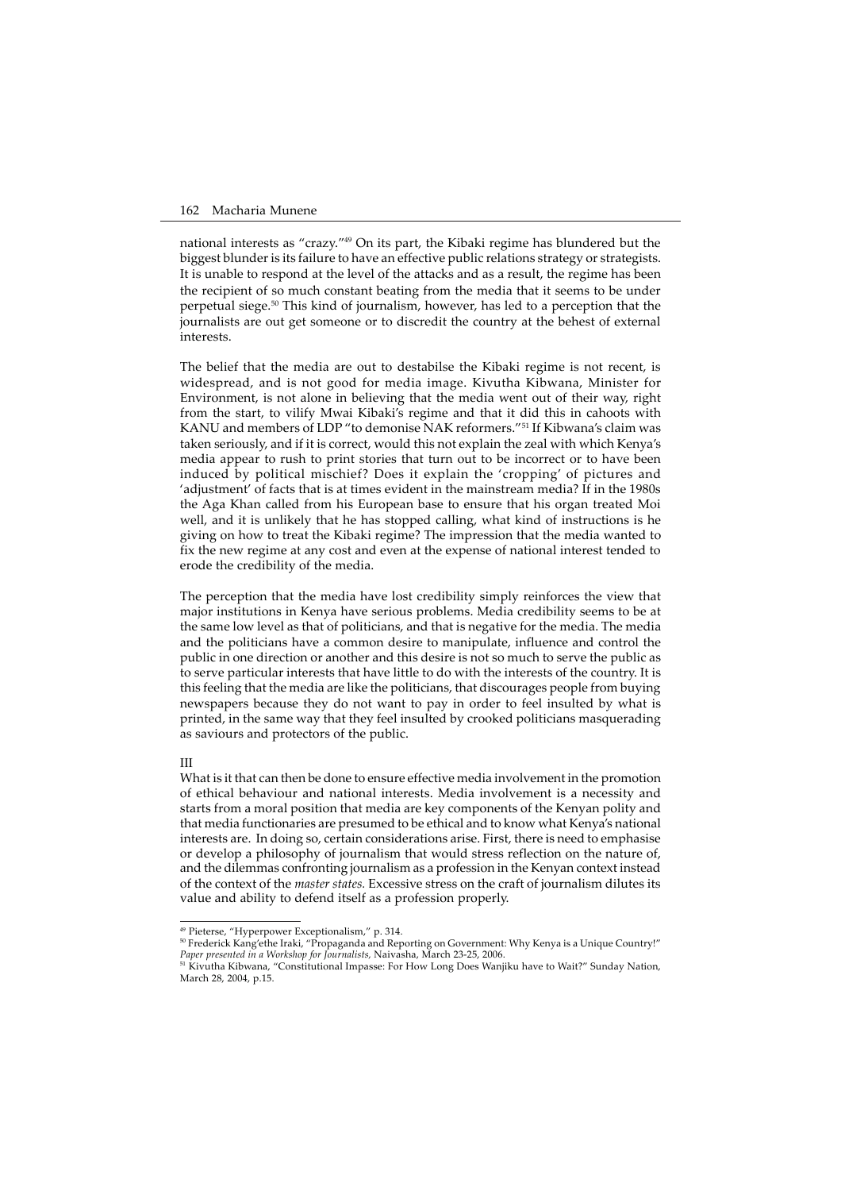national interests as "crazy."[49] On its part, the Kibaki regime has blundered but the biggest blunder is its failure to have an effective public relations strategy or strategists. It is unable to respond at the level of the attacks and as a result, the regime has been the recipient of so much constant beating from the media that it seems to be under perpetual siege.[50] This kind of journalism, however, has led to a perception that the journalists are out get someone or to discredit the country at the behest of external interests.

The belief that the media are out to destabilse the Kibaki regime is not recent, is widespread, and is not good for media image. Kivutha Kibwana, Minister for Environment, is not alone in believing that the media went out of their way, right from the start, to vilify Mwai Kibaki's regime and that it did this in cahoots with KANU and members of LDP "to demonise NAK reformers."[51] If Kibwana's claim was taken seriously, and if it is correct, would this not explain the zeal with which Kenya's media appear to rush to print stories that turn out to be incorrect or to have been induced by political mischief? Does it explain the 'cropping' of pictures and 'adjustment' of facts that is at times evident in the mainstream media? If in the 1980s the Aga Khan called from his European base to ensure that his organ treated Moi well, and it is unlikely that he has stopped calling, what kind of instructions is he giving on how to treat the Kibaki regime? The impression that the media wanted to fix the new regime at any cost and even at the expense of national interest tended to erode the credibility of the media.

The perception that the media have lost credibility simply reinforces the view that major institutions in Kenya have serious problems. Media credibility seems to be at the same low level as that of politicians, and that is negative for the media. The media and the politicians have a common desire to manipulate, influence and control the public in one direction or another and this desire is not so much to serve the public as to serve particular interests that have little to do with the interests of the country. It is this feeling that the media are like the politicians, that discourages people from buying newspapers because they do not want to pay in order to feel insulted by what is printed, in the same way that they feel insulted by crooked politicians masquerading as saviours and protectors of the public.

## III

What is it that can then be done to ensure effective media involvement in the promotion of ethical behaviour and national interests. Media involvement is a necessity and starts from a moral position that media are key components of the Kenyan polity and that media functionaries are presumed to be ethical and to know what Kenya's national interests are. In doing so, certain considerations arise. First, there is need to emphasise or develop a philosophy of journalism that would stress reflection on the nature of, and the dilemmas confronting journalism as a profession in the Kenyan context instead of the context of the *master states*. Excessive stress on the craft of journalism dilutes its value and ability to defend itself as a profession properly.

---

[49] Pieterse, "Hyperpower Exceptionalism," p. 314.

[50] Frederick Kang'ethe Iraki, "Propaganda and Reporting on Government: Why Kenya is a Unique Country!" *Paper presented in a Workshop for Journalists,* Naivasha, March 23-25, 2006.

[51] Kivutha Kibwana, "Constitutional Impasse: For How Long Does Wanjiku have to Wait?" Sunday Nation, March 28, 2004, p.15.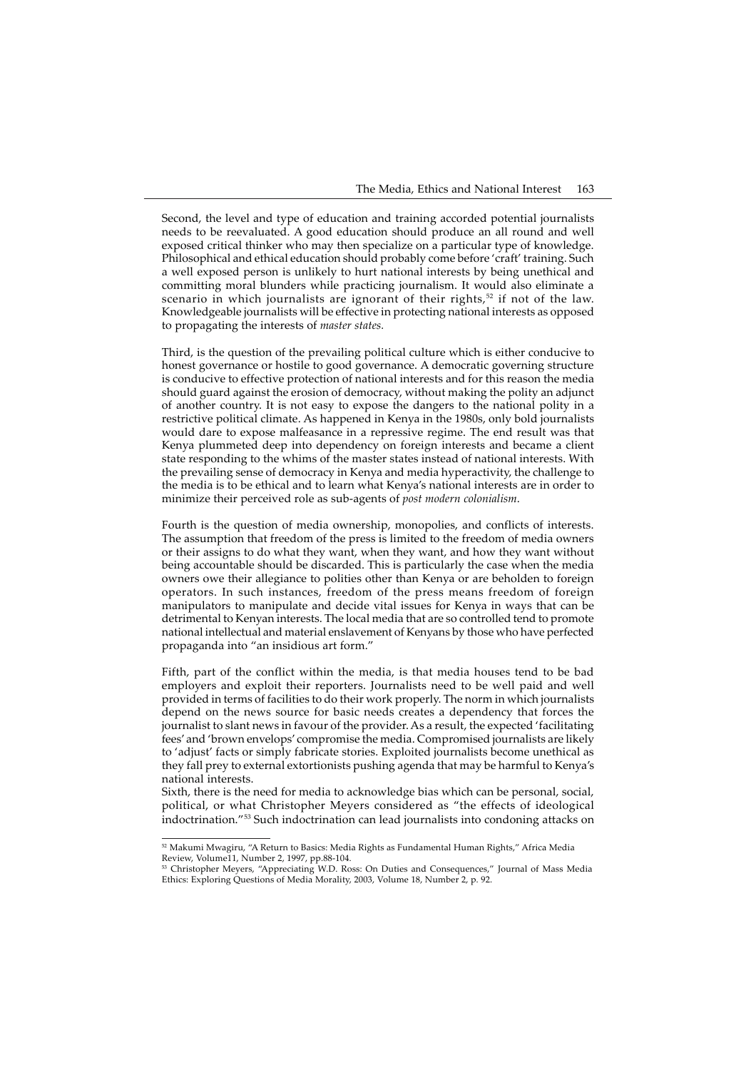Second, the level and type of education and training accorded potential journalists needs to be reevaluated. A good education should produce an all round and well exposed critical thinker who may then specialize on a particular type of knowledge. Philosophical and ethical education should probably come before 'craft' training. Such a well exposed person is unlikely to hurt national interests by being unethical and committing moral blunders while practicing journalism. It would also eliminate a scenario in which journalists are ignorant of their rights,[52] if not of the law. Knowledgeable journalists will be effective in protecting national interests as opposed to propagating the interests of *master states.*

Third, is the question of the prevailing political culture which is either conducive to honest governance or hostile to good governance. A democratic governing structure is conducive to effective protection of national interests and for this reason the media should guard against the erosion of democracy, without making the polity an adjunct of another country. It is not easy to expose the dangers to the national polity in a restrictive political climate. As happened in Kenya in the 1980s, only bold journalists would dare to expose malfeasance in a repressive regime. The end result was that Kenya plummeted deep into dependency on foreign interests and became a client state responding to the whims of the master states instead of national interests. With the prevailing sense of democracy in Kenya and media hyperactivity, the challenge to the media is to be ethical and to learn what Kenya's national interests are in order to minimize their perceived role as sub-agents of *post modern colonialism*.

Fourth is the question of media ownership, monopolies, and conflicts of interests. The assumption that freedom of the press is limited to the freedom of media owners or their assigns to do what they want, when they want, and how they want without being accountable should be discarded. This is particularly the case when the media owners owe their allegiance to polities other than Kenya or are beholden to foreign operators. In such instances, freedom of the press means freedom of foreign manipulators to manipulate and decide vital issues for Kenya in ways that can be detrimental to Kenyan interests. The local media that are so controlled tend to promote national intellectual and material enslavement of Kenyans by those who have perfected propaganda into "an insidious art form."

Fifth, part of the conflict within the media, is that media houses tend to be bad employers and exploit their reporters. Journalists need to be well paid and well provided in terms of facilities to do their work properly. The norm in which journalists depend on the news source for basic needs creates a dependency that forces the journalist to slant news in favour of the provider. As a result, the expected 'facilitating fees' and 'brown envelops' compromise the media. Compromised journalists are likely to 'adjust' facts or simply fabricate stories. Exploited journalists become unethical as they fall prey to external extortionists pushing agenda that may be harmful to Kenya's national interests.

Sixth, there is the need for media to acknowledge bias which can be personal, social, political, or what Christopher Meyers considered as "the effects of ideological indoctrination."[53] Such indoctrination can lead journalists into condoning attacks on

---

[52] Makumi Mwagiru, "A Return to Basics: Media Rights as Fundamental Human Rights," Africa Media Review, Volume11, Number 2, 1997, pp.88-104.

[53] Christopher Meyers, "Appreciating W.D. Ross: On Duties and Consequences," Journal of Mass Media Ethics: Exploring Questions of Media Morality, 2003, Volume 18, Number 2, p. 92.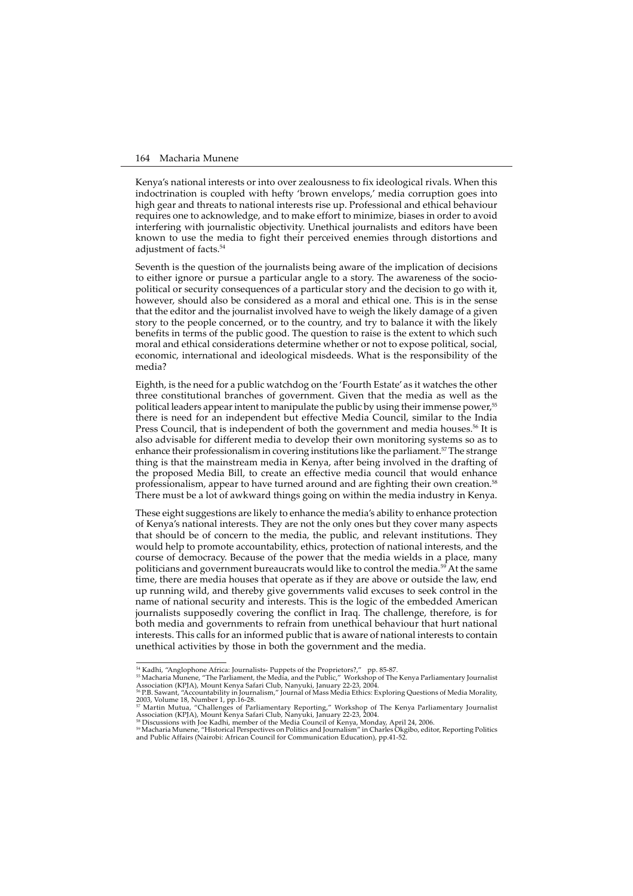Kenya's national interests or into over zealousness to fix ideological rivals. When this indoctrination is coupled with hefty 'brown envelops,' media corruption goes into high gear and threats to national interests rise up. Professional and ethical behaviour requires one to acknowledge, and to make effort to minimize, biases in order to avoid interfering with journalistic objectivity. Unethical journalists and editors have been known to use the media to fight their perceived enemies through distortions and adjustment of facts.[54]

Seventh is the question of the journalists being aware of the implication of decisions to either ignore or pursue a particular angle to a story. The awareness of the socio-political or security consequences of a particular story and the decision to go with it, however, should also be considered as a moral and ethical one. This is in the sense that the editor and the journalist involved have to weigh the likely damage of a given story to the people concerned, or to the country, and try to balance it with the likely benefits in terms of the public good. The question to raise is the extent to which such moral and ethical considerations determine whether or not to expose political, social, economic, international and ideological misdeeds. What is the responsibility of the media?

Eighth, is the need for a public watchdog on the 'Fourth Estate' as it watches the other three constitutional branches of government. Given that the media as well as the political leaders appear intent to manipulate the public by using their immense power,[55] there is need for an independent but effective Media Council, similar to the India Press Council, that is independent of both the government and media houses.[56] It is also advisable for different media to develop their own monitoring systems so as to enhance their professionalism in covering institutions like the parliament.[57] The strange thing is that the mainstream media in Kenya, after being involved in the drafting of the proposed Media Bill, to create an effective media council that would enhance professionalism, appear to have turned around and are fighting their own creation.[58] There must be a lot of awkward things going on within the media industry in Kenya.

These eight suggestions are likely to enhance the media's ability to enhance protection of Kenya's national interests. They are not the only ones but they cover many aspects that should be of concern to the media, the public, and relevant institutions. They would help to promote accountability, ethics, protection of national interests, and the course of democracy. Because of the power that the media wields in a place, many politicians and government bureaucrats would like to control the media.[59] At the same time, there are media houses that operate as if they are above or outside the law, end up running wild, and thereby give governments valid excuses to seek control in the name of national security and interests. This is the logic of the embedded American journalists supposedly covering the conflict in Iraq. The challenge, therefore, is for both media and governments to refrain from unethical behaviour that hurt national interests. This calls for an informed public that is aware of national interests to contain unethical activities by those in both the government and the media.

---

[54] Kadhi, "Anglophone Africa: Journalists- Puppets of the Proprietors?," pp. 85-87.

[55] Macharia Munene, "The Parliament, the Media, and the Public," Workshop of The Kenya Parliamentary Journalist Association (KPJA), Mount Kenya Safari Club, Nanyuki, January 22-23, 2004.

[56] P.B. Sawant, "Accountability in Journalism," Journal of Mass Media Ethics: Exploring Questions of Media Morality, 2003, Volume 18, Number 1, pp.16-28.

[57] Martin Mutua, "Challenges of Parliamentary Reporting," Workshop of The Kenya Parliamentary Journalist Association (KPJA), Mount Kenya Safari Club, Nanyuki, January 22-23, 2004.

[58] Discussions with Joe Kadhi, member of the Media Council of Kenya, Monday, April 24, 2006.

[59] Macharia Munene, "Historical Perspectives on Politics and Journalism" in Charles Okgibo, editor, Reporting Politics and Public Affairs (Nairobi: African Council for Communication Education), pp.41-52.